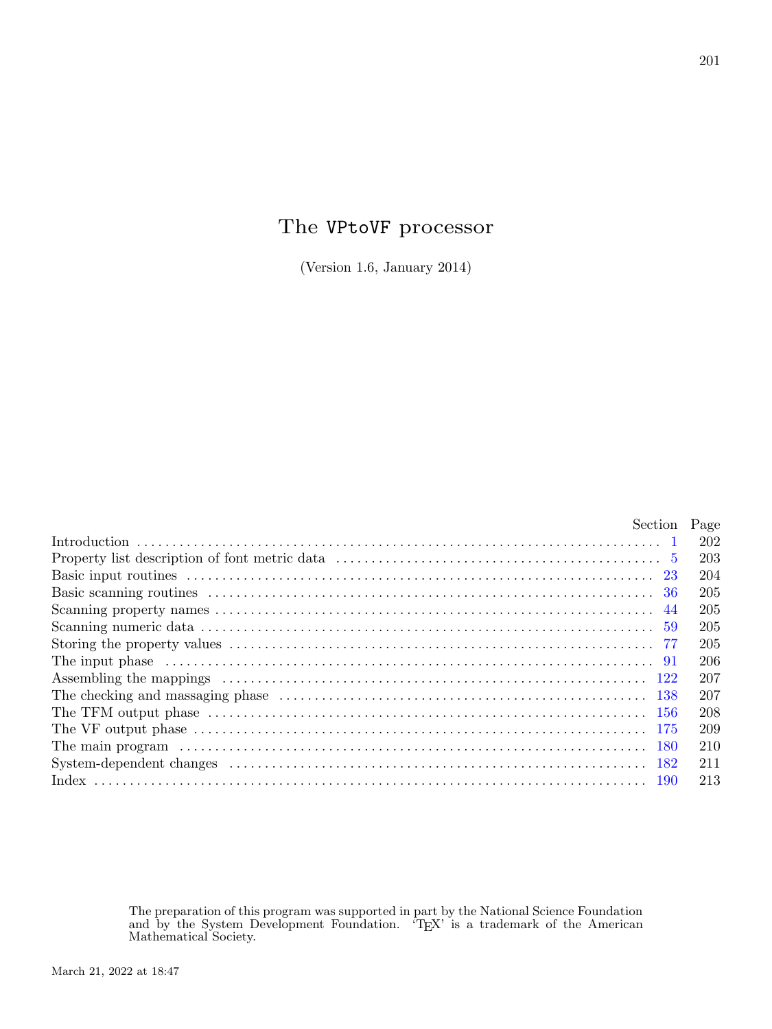# The VPtoVF processor

(Version 1.6, January 2014)

| | Section | Page |
|---|---|---|
| Introduction | 1 | 202 |
| Property list description of font metric data | 5 | 203 |
| Basic input routines | 23 | 204 |
| Basic scanning routines | 36 | 205 |
| Scanning property names | 44 | 205 |
| Scanning numeric data | 59 | 205 |
| Storing the property values | 77 | 205 |
| The input phase | 91 | 206 |
| Assembling the mappings | 122 | 207 |
| The checking and massaging phase | 138 | 207 |
| The TFM output phase | 156 | 208 |
| The VF output phase | 175 | 209 |
| The main program | 180 | 210 |
| System-dependent changes | 182 | 211 |
| Index | 190 | 213 |

The preparation of this program was supported in part by the National Science Foundation and by the System Development Foundation. 'TEX' is a trademark of the American Mathematical Society.

March 21, 2022 at 18:47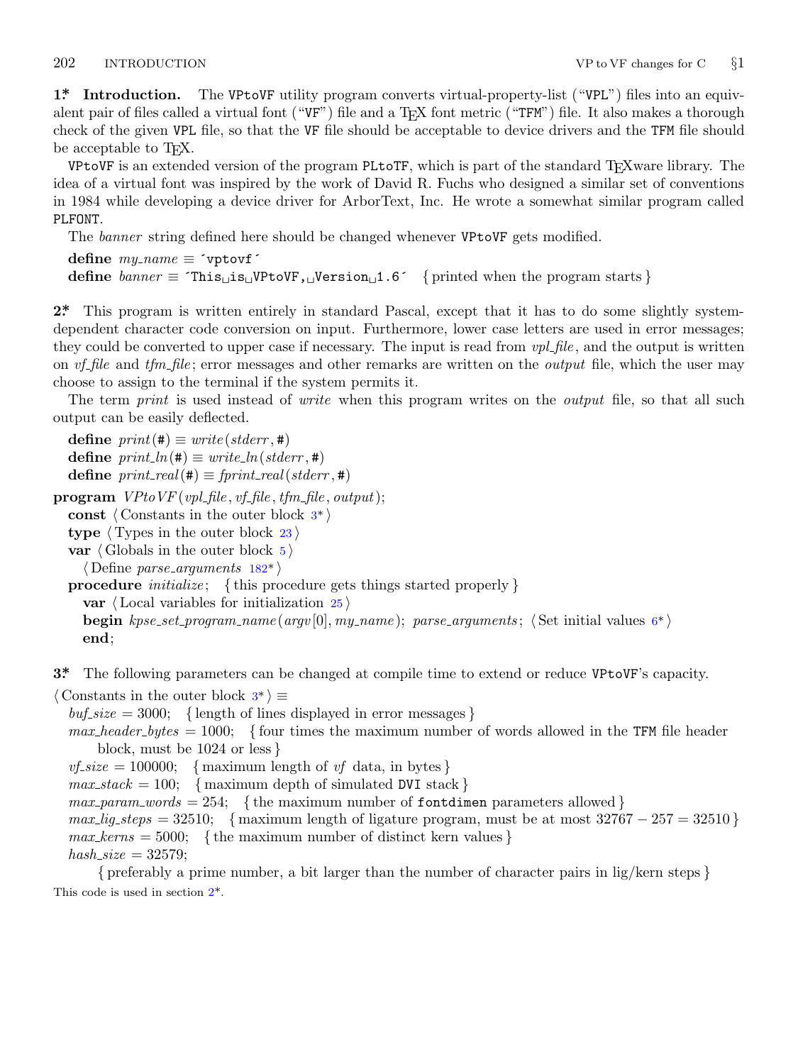**1\* Introduction.** The VPtoVF utility program converts virtual-property-list ("VPL") files into an equivalent pair of files called a virtual font ("VF") file and a TEX font metric ("TFM") file. It also makes a thorough check of the given VPL file, so that the VF file should be acceptable to device drivers and the TFM file should be acceptable to TEX.

VPtoVF is an extended version of the program PLtoTF, which is part of the standard TEXware library. The idea of a virtual font was inspired by the work of David R. Fuchs who designed a similar set of conventions in 1984 while developing a device driver for ArborText, Inc. He wrote a somewhat similar program called PLFONT.

The *banner* string defined here should be changed whenever VPtoVF gets modified.

```
define my_name ≡ 'vptovf'
define banner ≡ 'This␣is␣VPtoVF,␣Version␣1.6'  { printed when the program starts }
```

**2\*** This program is written entirely in standard Pascal, except that it has to do some slightly system-dependent character code conversion on input. Furthermore, lower case letters are used in error messages; they could be converted to upper case if necessary. The input is read from *vpl_file*, and the output is written on *vf_file* and *tfm_file*; error messages and other remarks are written on the *output* file, which the user may choose to assign to the terminal if the system permits it.

The term *print* is used instead of *write* when this program writes on the *output* file, so that all such output can be easily deflected.

```
define print(#) ≡ write(stderr, #)
define print_ln(#) ≡ write_ln(stderr, #)
define print_real(#) ≡ fprint_real(stderr, #)

program VPtoVF(vpl_file, vf_file, tfm_file, output);
  const ⟨Constants in the outer block 3*⟩
  type ⟨Types in the outer block 23⟩
  var ⟨Globals in the outer block 5⟩
    ⟨Define parse_arguments 182*⟩
  procedure initialize;  { this procedure gets things started properly }
    var ⟨Local variables for initialization 25⟩
    begin kpse_set_program_name(argv[0], my_name); parse_arguments; ⟨Set initial values 6*⟩
    end;
```

**3\*** The following parameters can be changed at compile time to extend or reduce VPtoVF's capacity.

```
⟨Constants in the outer block 3*⟩ ≡
  buf_size = 3000;  { length of lines displayed in error messages }
  max_header_bytes = 1000;  { four times the maximum number of words allowed in the TFM file header
      block, must be 1024 or less }
  vf_size = 100000;  { maximum length of vf data, in bytes }
  max_stack = 100;  { maximum depth of simulated DVI stack }
  max_param_words = 254;  { the maximum number of fontdimen parameters allowed }
  max_lig_steps = 32510;  { maximum length of ligature program, must be at most 32767 − 257 = 32510 }
  max_kerns = 5000;  { the maximum number of distinct kern values }
  hash_size = 32579;
      { preferably a prime number, a bit larger than the number of character pairs in lig/kern steps }
```

This code is used in section 2\*.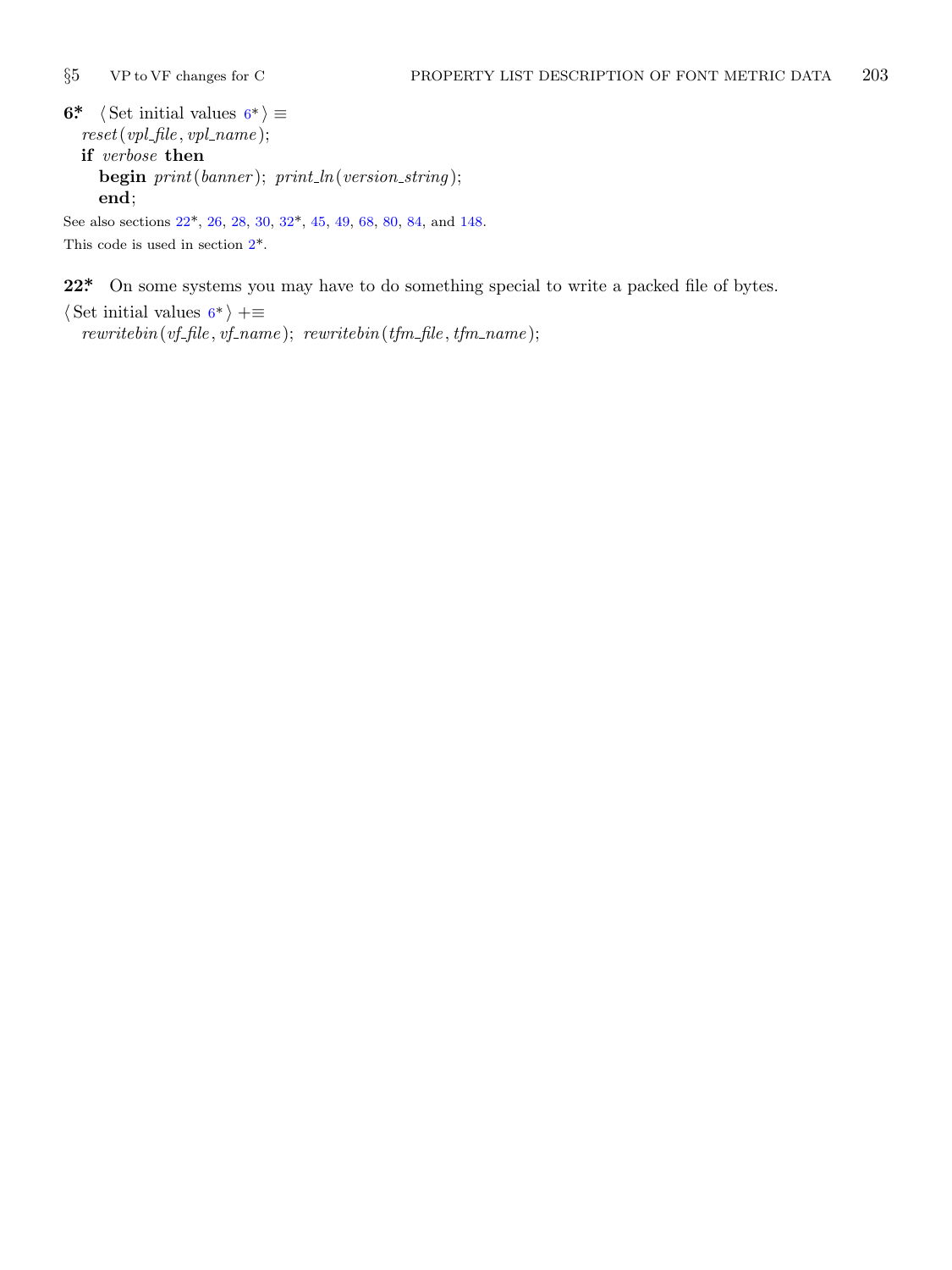**6\*** ⟨Set initial values 6\*⟩ ≡

*reset*(*vpl_file*, *vpl_name*);
**if** *verbose* **then**
  **begin** *print*(*banner*); *print_ln*(*version_string*);
  **end**;

See also sections 22\*, 26, 28, 30, 32\*, 45, 49, 68, 80, 84, and 148.

This code is used in section 2\*.

**22\*** On some systems you may have to do something special to write a packed file of bytes.

⟨Set initial values 6\*⟩ +≡

*rewritebin*(*vf_file*, *vf_name*); *rewritebin*(*tfm_file*, *tfm_name*);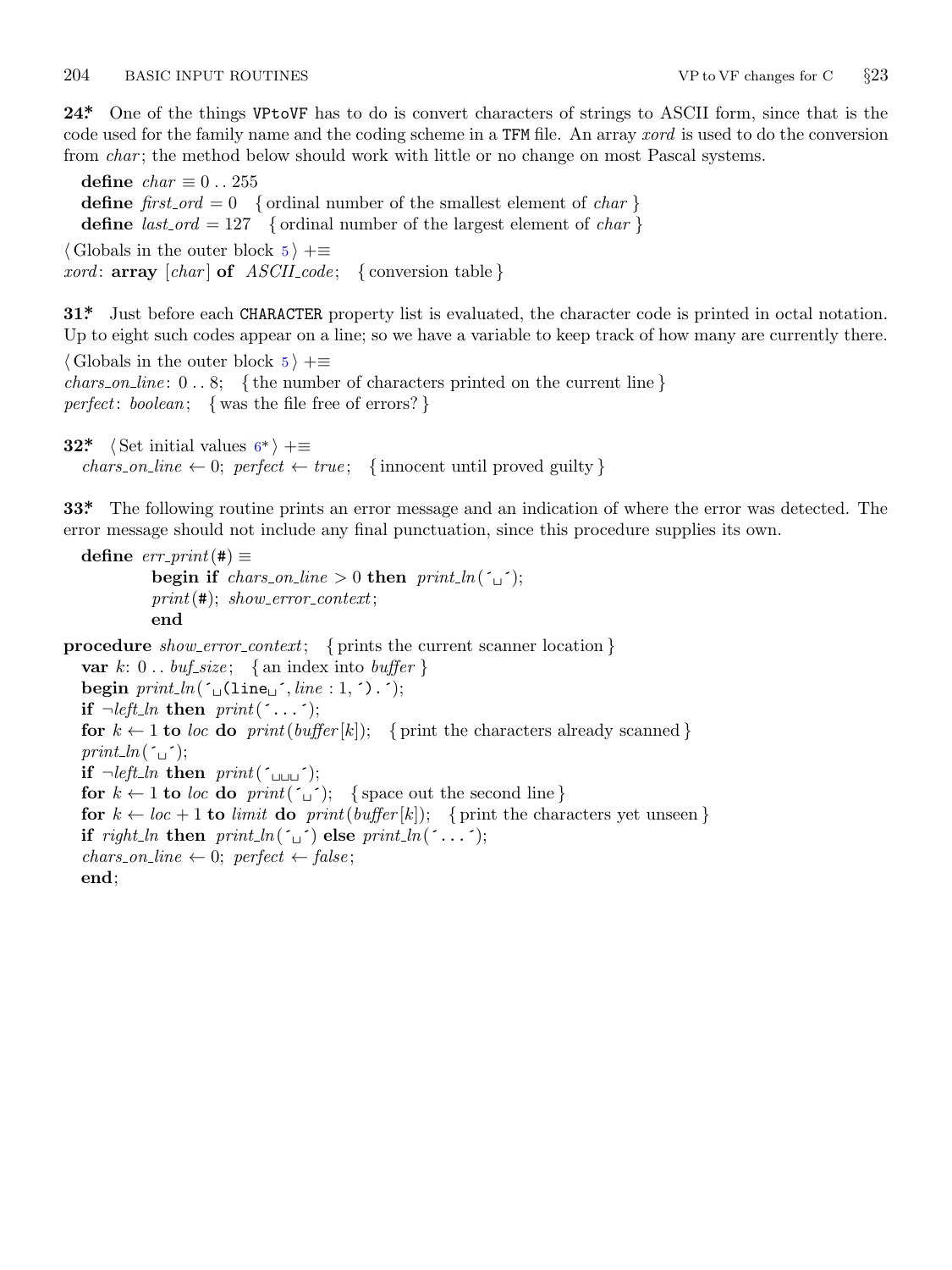**24\*** One of the things VPtoVF has to do is convert characters of strings to ASCII form, since that is the code used for the family name and the coding scheme in a TFM file. An array *xord* is used to do the conversion from *char*; the method below should work with little or no change on most Pascal systems.

```
define char ≡ 0 .. 255
define first_ord = 0  { ordinal number of the smallest element of char }
define last_ord = 127  { ordinal number of the largest element of char }

⟨ Globals in the outer block 5 ⟩ +≡
xord: array [char] of ASCII_code;  { conversion table }
```

**31\*** Just before each CHARACTER property list is evaluated, the character code is printed in octal notation. Up to eight such codes appear on a line; so we have a variable to keep track of how many are currently there.

```
⟨ Globals in the outer block 5 ⟩ +≡
chars_on_line: 0 .. 8;  { the number of characters printed on the current line }
perfect: boolean;  { was the file free of errors? }
```

**32\*** ⟨ Set initial values 6\* ⟩ +≡

```
chars_on_line ← 0; perfect ← true;  { innocent until proved guilty }
```

**33\*** The following routine prints an error message and an indication of where the error was detected. The error message should not include any final punctuation, since this procedure supplies its own.

```
define err_print(#) ≡
    begin if chars_on_line > 0 then print_ln(´␣´);
    print(#); show_error_context;
    end

procedure show_error_context;  { prints the current scanner location }
  var k: 0 .. buf_size;  { an index into buffer }
  begin print_ln(´␣(line␣´, line : 1, ´).´);
  if ¬left_ln then print(´...´);
  for k ← 1 to loc do print(buffer[k]);  { print the characters already scanned }
  print_ln(´␣´);
  if ¬left_ln then print(´␣␣␣´);
  for k ← 1 to loc do print(´␣´);  { space out the second line }
  for k ← loc + 1 to limit do print(buffer[k]);  { print the characters yet unseen }
  if right_ln then print_ln(´␣´) else print_ln(´...´);
  chars_on_line ← 0; perfect ← false;
  end;
```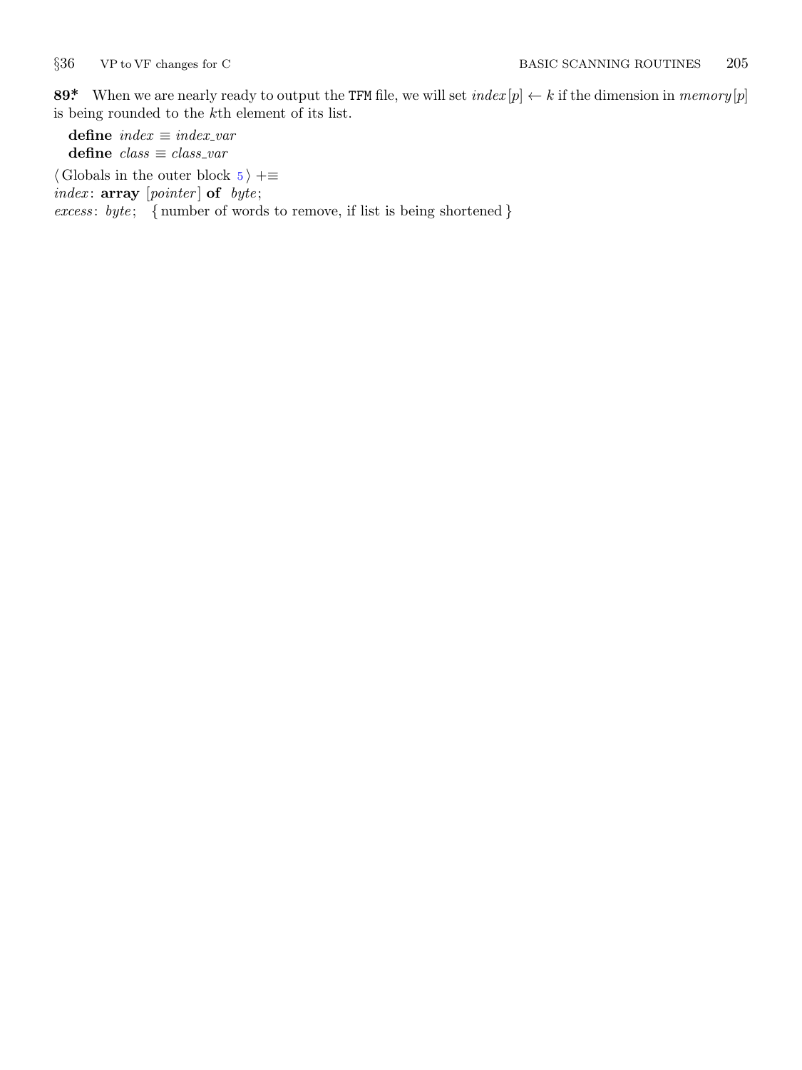**89\*** When we are nearly ready to output the TFM file, we will set $index[p] \leftarrow k$ if the dimension in $memory[p]$ is being rounded to the $k$th element of its list.

**define** $index \equiv index\_var$
**define** $class \equiv class\_var$

⟨ Globals in the outer block 5 ⟩ +≡
*index*: **array** [*pointer*] **of** *byte*;
*excess*: *byte*; { number of words to remove, if list is being shortened }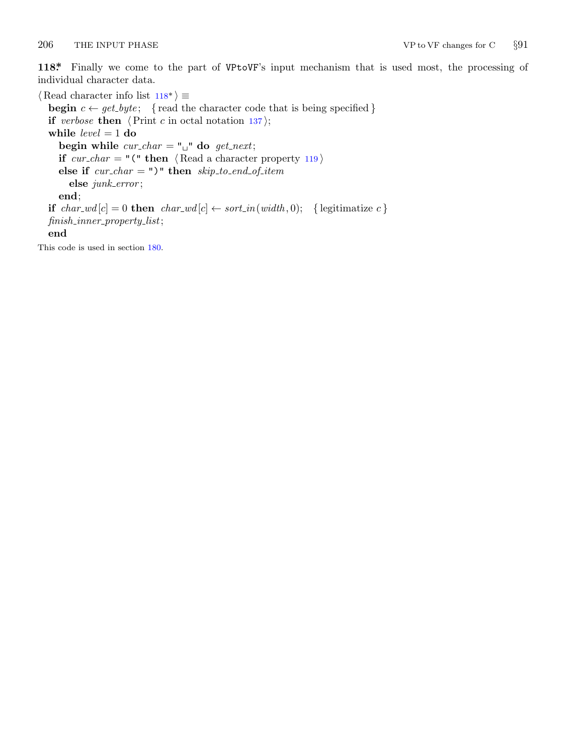**118\*** Finally we come to the part of VPtoVF's input mechanism that is used most, the processing of individual character data.

⟨ Read character info list 118\* ⟩ ≡

```
begin c ← get_byte;   { read the character code that is being specified }
if verbose then ⟨ Print c in octal notation 137 ⟩;
while level = 1 do
  begin while cur_char = " " do get_next;
  if cur_char = "(" then ⟨ Read a character property 119 ⟩
  else if cur_char = ")" then skip_to_end_of_item
    else junk_error;
  end;
if char_wd[c] = 0 then char_wd[c] ← sort_in(width, 0);   { legitimatize c }
finish_inner_property_list;
end
```

This code is used in section 180.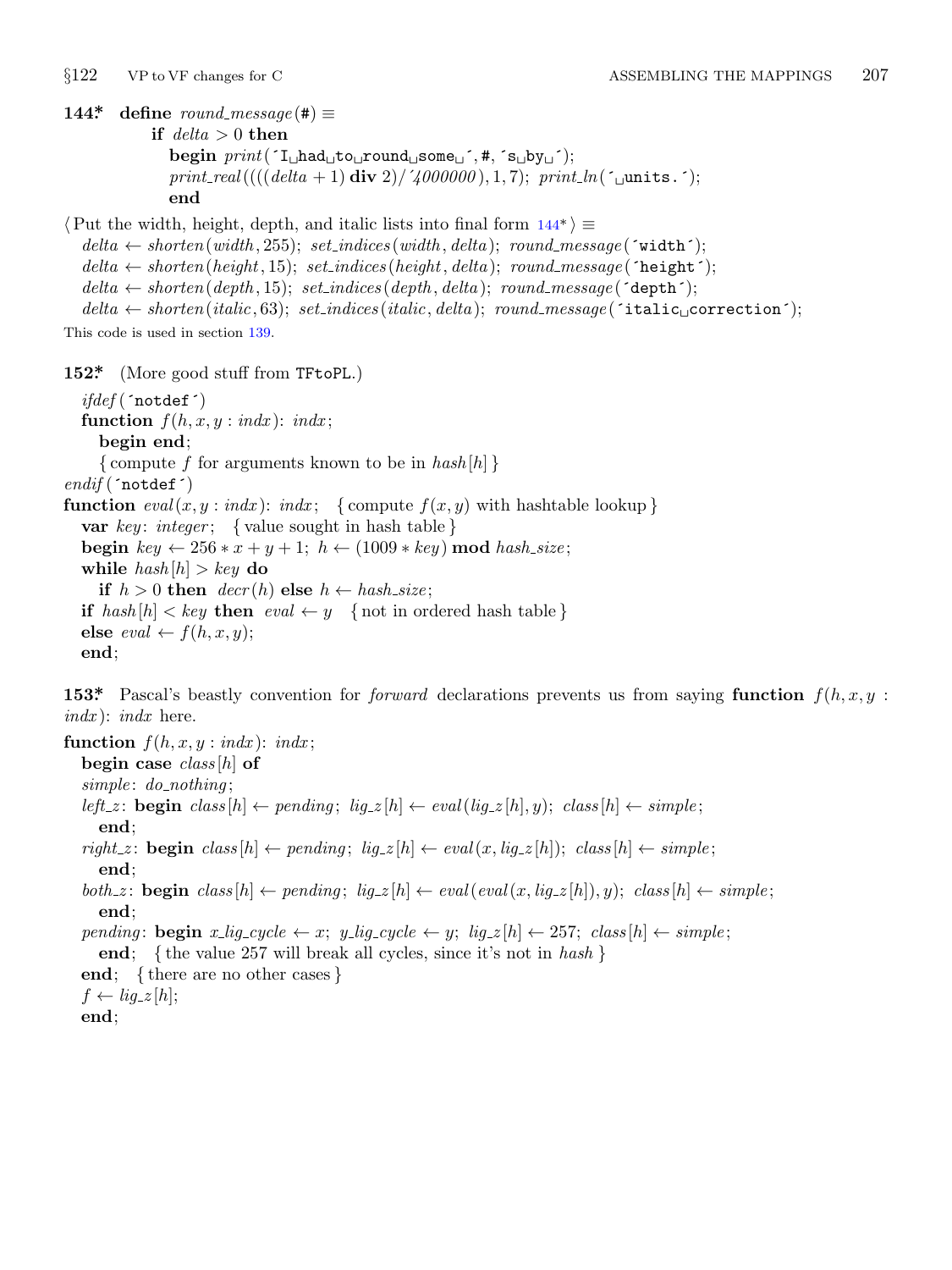**144\*** **define** *round_message*(#) ≡
 **if** *delta* > 0 **then**
  **begin** *print*('I␣had␣to␣round␣some␣', #, 's␣by␣');
  *print_real*((((*delta* + 1) **div** 2)/'4000000), 1, 7); *print_ln*('␣units.');
  **end**

⟨ Put the width, height, depth, and italic lists into final form 144\* ⟩ ≡
 *delta* ← *shorten*(*width*, 255); *set_indices*(*width*, *delta*); *round_message*('width');
 *delta* ← *shorten*(*height*, 15); *set_indices*(*height*, *delta*); *round_message*('height');
 *delta* ← *shorten*(*depth*, 15); *set_indices*(*depth*, *delta*); *round_message*('depth');
 *delta* ← *shorten*(*italic*, 63); *set_indices*(*italic*, *delta*); *round_message*('italic␣correction');

This code is used in section 139.

**152\*** (More good stuff from TFtoPL.)

```
ifdef('notdef')
function f(h, x, y : indx): indx;
  begin end;
  { compute f for arguments known to be in hash[h] }
endif('notdef')
function eval(x, y : indx): indx;   { compute f(x, y) with hashtable lookup }
  var key: integer;   { value sought in hash table }
  begin key ← 256 * x + y + 1; h ← (1009 * key) mod hash_size;
  while hash[h] > key do
    if h > 0 then decr(h) else h ← hash_size;
  if hash[h] < key then eval ← y   { not in ordered hash table }
  else eval ← f(h, x, y);
  end;
```

**153\*** Pascal's beastly convention for *forward* declarations prevents us from saying **function** $f(h, x, y : indx)$: *indx* here.

```
function f(h, x, y : indx): indx;
  begin case class[h] of
  simple: do_nothing;
  left_z: begin class[h] ← pending; lig_z[h] ← eval(lig_z[h], y); class[h] ← simple;
    end;
  right_z: begin class[h] ← pending; lig_z[h] ← eval(x, lig_z[h]); class[h] ← simple;
    end;
  both_z: begin class[h] ← pending; lig_z[h] ← eval(eval(x, lig_z[h]), y); class[h] ← simple;
    end;
  pending: begin x_lig_cycle ← x; y_lig_cycle ← y; lig_z[h] ← 257; class[h] ← simple;
    end;   { the value 257 will break all cycles, since it's not in hash }
  end;   { there are no other cases }
  f ← lig_z[h];
  end;
```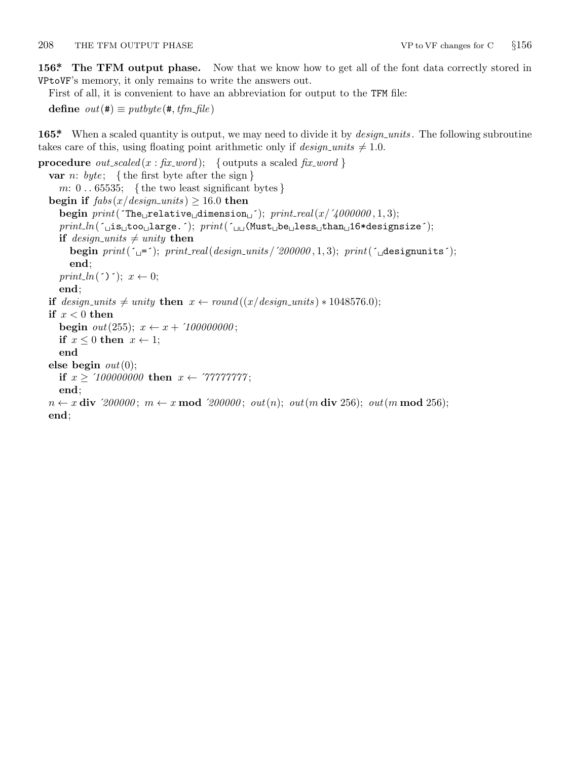**156\*. The TFM output phase.** Now that we know how to get all of the font data correctly stored in VPtoVF's memory, it only remains to write the answers out.

First of all, it is convenient to have an abbreviation for output to the TFM file:

**define** *out*(#) ≡ *putbyte*(#, *tfm_file*)

**165\*.** When a scaled quantity is output, we may need to divide it by *design_units*. The following subroutine takes care of this, using floating point arithmetic only if *design_units* ≠ 1.0.

```
procedure out_scaled(x : fix_word); { outputs a scaled fix_word }
  var n: byte; { the first byte after the sign }
    m: 0 .. 65535; { the two least significant bytes }
  begin if fabs(x/design_units) ≥ 16.0 then
    begin print('The relative dimension '); print_real(x/'4000000, 1, 3);
    print_ln(' is too large.'); print('  (Must be less than 16*designsize');
    if design_units ≠ unity then
      begin print(' ='); print_real(design_units/'200000, 1, 3); print(' designunits');
      end;
    print_ln(')'); x ← 0;
    end;
  if design_units ≠ unity then x ← round((x/design_units) * 1048576.0);
  if x < 0 then
    begin out(255); x ← x + '100000000;
    if x ≤ 0 then x ← 1;
    end
  else begin out(0);
    if x ≥ '100000000 then x ← '77777777;
    end;
  n ← x div '200000; m ← x mod '200000; out(n); out(m div 256); out(m mod 256);
  end;
```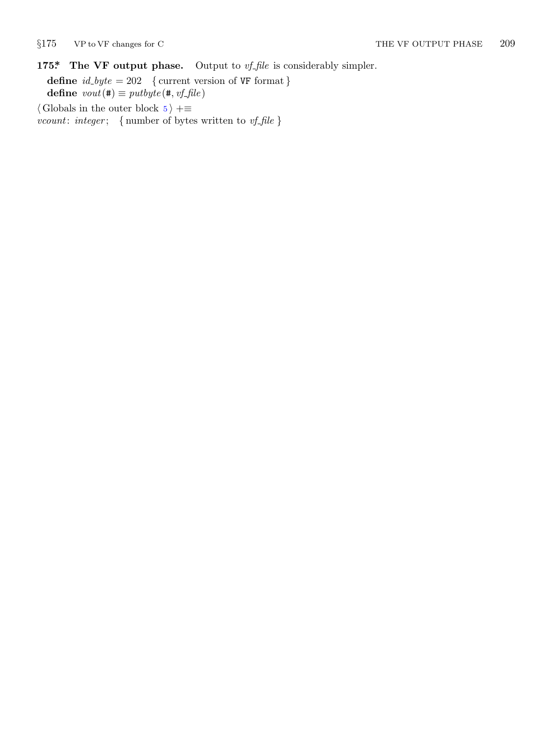**175\*. The VF output phase.** Output to *vf_file* is considerably simpler.

**define** *id_byte* = 202 { current version of VF format }
**define** *vout*(#) ≡ *putbyte*(#, *vf_file*)

⟨ Globals in the outer block 5 ⟩ +≡
*vcount*: *integer*; { number of bytes written to *vf_file* }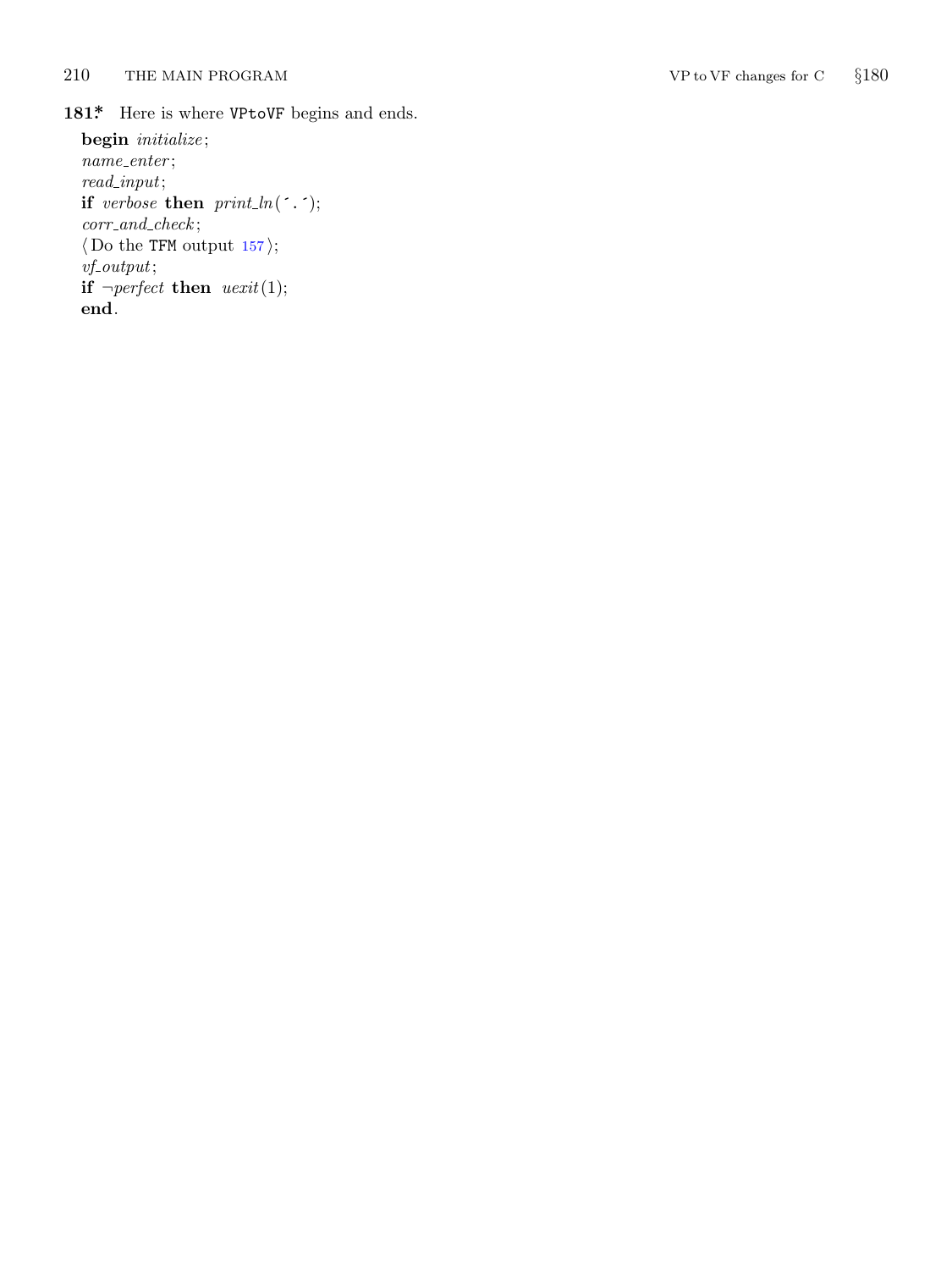**181\*** Here is where VPtoVF begins and ends.

**begin** *initialize*;
*name_enter*;
*read_input*;
**if** *verbose* **then** *print_ln*(´.´);
*corr_and_check*;
⟨ Do the TFM output 157 ⟩;
*vf_output*;
**if** ¬*perfect* **then** *uexit*(1);
**end**.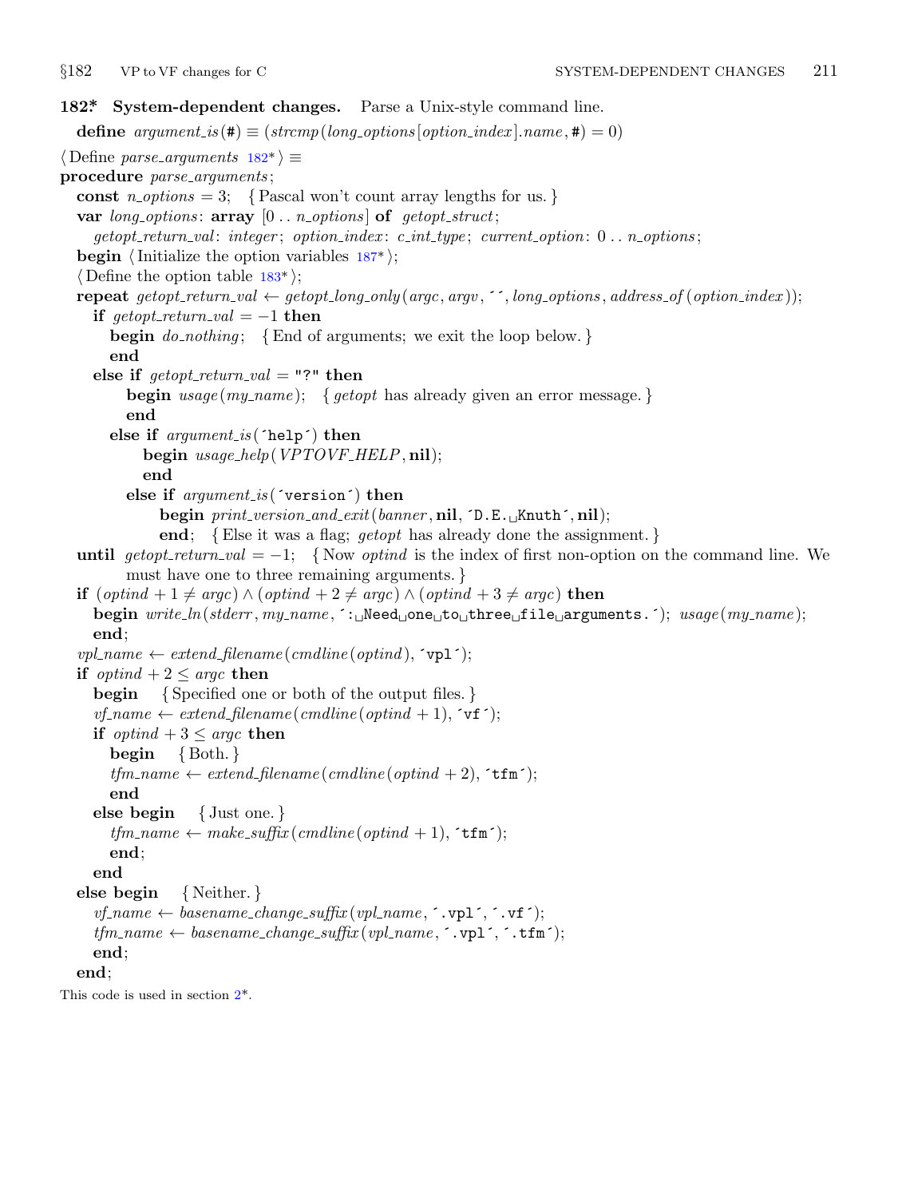**182\*. System-dependent changes.** Parse a Unix-style command line.

**define** *argument_is*(#) ≡ (*strcmp*(*long_options*[*option_index*].*name*, #) = 0)

⟨ Define *parse_arguments* 182\* ⟩ ≡

```
procedure parse_arguments;
  const n_options = 3;  { Pascal won't count array lengths for us. }
  var long_options: array [0 .. n_options] of getopt_struct;
    getopt_return_val: integer; option_index: c_int_type; current_option: 0 .. n_options;
  begin ⟨ Initialize the option variables 187* ⟩;
  ⟨ Define the option table 183* ⟩;
  repeat getopt_return_val ← getopt_long_only(argc, argv, ´´, long_options, address_of(option_index));
    if getopt_return_val = −1 then
      begin do_nothing;  { End of arguments; we exit the loop below. }
      end
    else if getopt_return_val = "?" then
        begin usage(my_name);  { getopt has already given an error message. }
        end
      else if argument_is(´help´) then
          begin usage_help(VPTOVF_HELP, nil);
          end
        else if argument_is(´version´) then
            begin print_version_and_exit(banner, nil, ´D.E. Knuth´, nil);
            end;  { Else it was a flag; getopt has already done the assignment. }
  until getopt_return_val = −1;  { Now optind is the index of first non-option on the command line. We
        must have one to three remaining arguments. }
  if (optind + 1 ≠ argc) ∧ (optind + 2 ≠ argc) ∧ (optind + 3 ≠ argc) then
    begin write_ln(stderr, my_name, ´: Need one to three file arguments.´); usage(my_name);
    end;
  vpl_name ← extend_filename(cmdline(optind), ´vpl´);
  if optind + 2 ≤ argc then
    begin  { Specified one or both of the output files. }
    vf_name ← extend_filename(cmdline(optind + 1), ´vf´);
    if optind + 3 ≤ argc then
      begin  { Both. }
      tfm_name ← extend_filename(cmdline(optind + 2), ´tfm´);
      end
    else begin  { Just one. }
      tfm_name ← make_suffix(cmdline(optind + 1), ´tfm´);
      end;
    end
  else begin  { Neither. }
    vf_name ← basename_change_suffix(vpl_name, ´.vpl´, ´.vf´);
    tfm_name ← basename_change_suffix(vpl_name, ´.vpl´, ´.tfm´);
    end;
  end;
```

This code is used in section 2\*.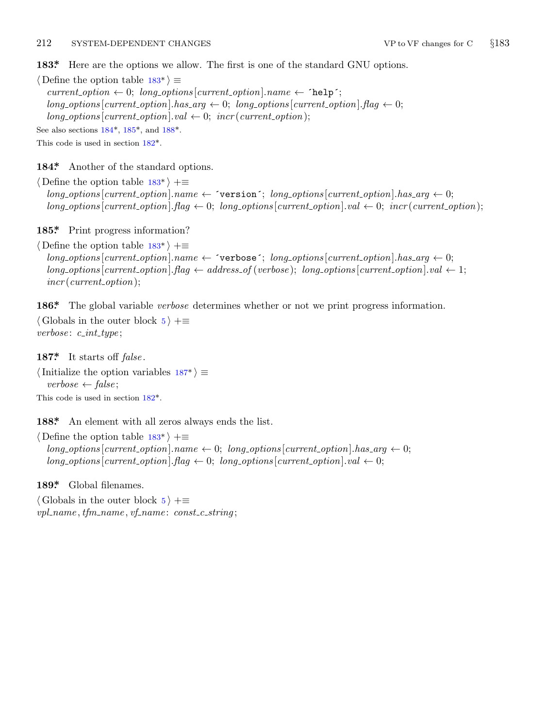**183\*** Here are the options we allow. The first is one of the standard GNU options.

⟨ Define the option table 183\* ⟩ ≡
*current_option* ← 0; *long_options*[*current_option*].*name* ← ´help´;
*long_options*[*current_option*].*has_arg* ← 0; *long_options*[*current_option*].*flag* ← 0;
*long_options*[*current_option*].*val* ← 0; *incr*(*current_option*);

See also sections 184\*, 185\*, and 188\*.

This code is used in section 182\*.

**184\*** Another of the standard options.

⟨ Define the option table 183\* ⟩ +≡
*long_options*[*current_option*].*name* ← ´version´; *long_options*[*current_option*].*has_arg* ← 0;
*long_options*[*current_option*].*flag* ← 0; *long_options*[*current_option*].*val* ← 0; *incr*(*current_option*);

**185\*** Print progress information?

⟨ Define the option table 183\* ⟩ +≡
*long_options*[*current_option*].*name* ← ´verbose´; *long_options*[*current_option*].*has_arg* ← 0;
*long_options*[*current_option*].*flag* ← *address_of*(*verbose*); *long_options*[*current_option*].*val* ← 1;
*incr*(*current_option*);

**186\*** The global variable *verbose* determines whether or not we print progress information.

⟨ Globals in the outer block 5 ⟩ +≡
*verbose*: *c_int_type*;

**187\*** It starts off *false*.

⟨ Initialize the option variables 187\* ⟩ ≡
*verbose* ← *false*;

This code is used in section 182\*.

**188\*** An element with all zeros always ends the list.

⟨ Define the option table 183\* ⟩ +≡
*long_options*[*current_option*].*name* ← 0; *long_options*[*current_option*].*has_arg* ← 0;
*long_options*[*current_option*].*flag* ← 0; *long_options*[*current_option*].*val* ← 0;

**189\*** Global filenames.

⟨ Globals in the outer block 5 ⟩ +≡
*vpl_name*, *tfm_name*, *vf_name*: *const_c_string*;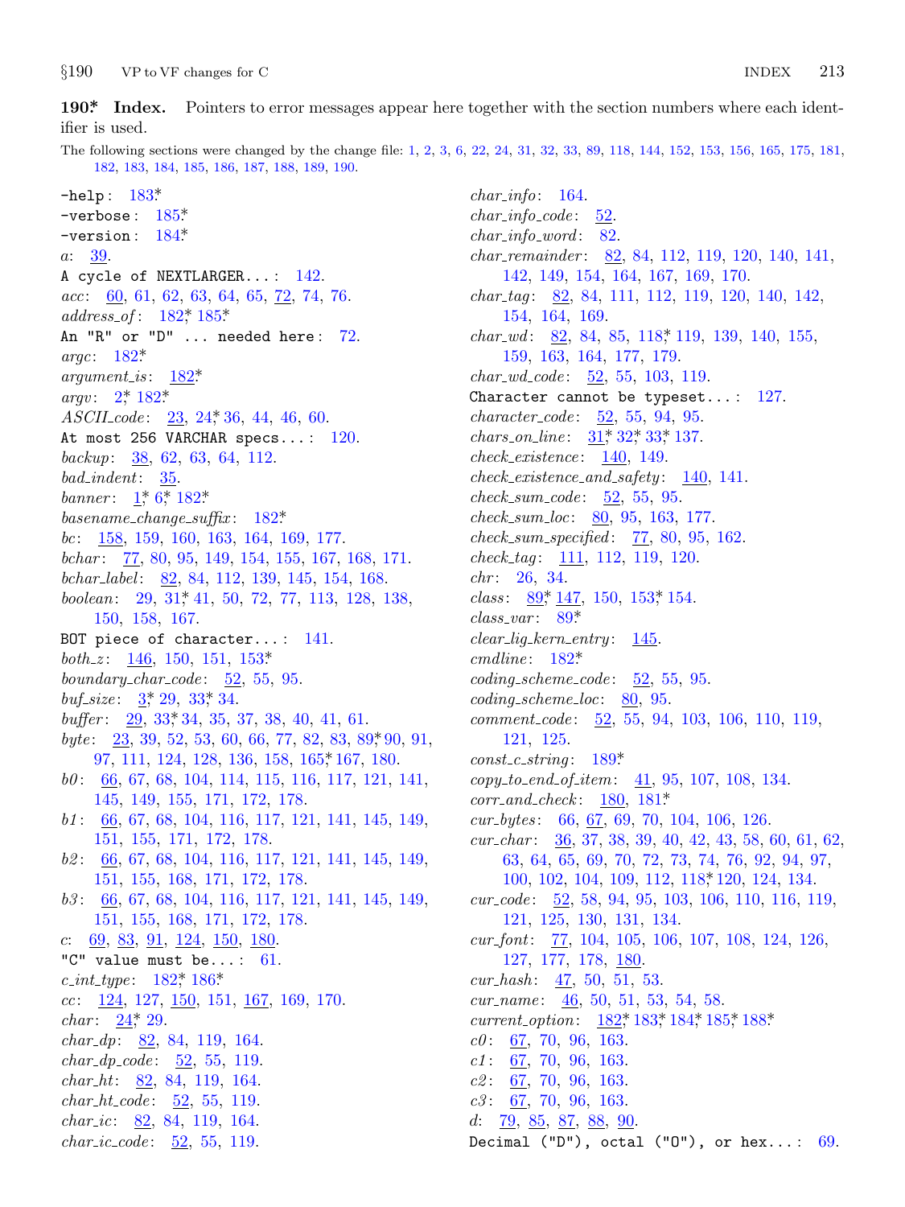**190\*. Index.** Pointers to error messages appear here together with the section numbers where each identifier is used.

The following sections were changed by the change file: 1, 2, 3, 6, 22, 24, 31, 32, 33, 89, 118, 144, 152, 153, 156, 165, 175, 181, 182, 183, 184, 185, 186, 187, 188, 189, 190.

-help: 183\*.
-verbose: 185\*.
-version: 184\*.
*a*: 39.
A cycle of NEXTLARGER...: 142.
*acc*: 60, 61, 62, 63, 64, 65, 72, 74, 76.
*address_of*: 182\*, 185\*.
An "R" or "D" ... needed here: 72.
*argc*: 182\*.
*argument_is*: 182\*.
*argv*: 2\*, 182\*.
*ASCII_code*: 23, 24\*, 36, 44, 46, 60.
At most 256 VARCHAR specs...: 120.
*backup*: 38, 62, 63, 64, 112.
*bad_indent*: 35.
*banner*: 1\*, 6\*, 182\*.
*basename_change_suffix*: 182\*.
*bc*: 158, 159, 160, 163, 164, 169, 177.
*bchar*: 77, 80, 95, 149, 154, 155, 167, 168, 171.
*bchar_label*: 82, 84, 112, 139, 145, 154, 168.
*boolean*: 29, 31\*, 41, 50, 72, 77, 113, 128, 138, 150, 158, 167.
BOT piece of character...: 141.
*both_z*: 146, 150, 151, 153\*.
*boundary_char_code*: 52, 55, 95.
*buf_size*: 3\*, 29, 33\*, 34.
*buffer*: 29, 33\*, 34, 35, 37, 38, 40, 41, 61.
*byte*: 23, 39, 52, 53, 60, 66, 77, 82, 83, 89\*, 90, 91, 97, 111, 124, 128, 136, 158, 165\*, 167, 180.
*b0*: 66, 67, 68, 104, 114, 115, 116, 117, 121, 141, 145, 149, 155, 171, 172, 178.
*b1*: 66, 67, 68, 104, 116, 117, 121, 141, 145, 149, 151, 155, 171, 172, 178.
*b2*: 66, 67, 68, 104, 116, 117, 121, 141, 145, 149, 151, 155, 168, 171, 172, 178.
*b3*: 66, 67, 68, 104, 116, 117, 121, 141, 145, 149, 151, 155, 168, 171, 172, 178.
*c*: 69, 83, 91, 124, 150, 180.
"C" value must be...: 61.
*c_int_type*: 182\*, 186\*.
*cc*: 124, 127, 150, 151, 167, 169, 170.
*char*: 24\*, 29.
*char_dp*: 82, 84, 119, 164.
*char_dp_code*: 52, 55, 119.
*char_ht*: 82, 84, 119, 164.
*char_ht_code*: 52, 55, 119.
*char_ic*: 82, 84, 119, 164.
*char_ic_code*: 52, 55, 119.
*char_info*: 164.
*char_info_code*: 52.
*char_info_word*: 82.
*char_remainder*: 82, 84, 112, 119, 120, 140, 141, 142, 149, 154, 164, 167, 169, 170.
*char_tag*: 82, 84, 111, 112, 119, 120, 140, 142, 154, 164, 169.
*char_wd*: 82, 84, 85, 118\*, 119, 139, 140, 155, 159, 163, 164, 177, 179.
*char_wd_code*: 52, 55, 103, 119.
Character cannot be typeset...: 127.
*character_code*: 52, 55, 94, 95.
*chars_on_line*: 31\*, 32\*, 33\*, 137.
*check_existence*: 140, 149.
*check_existence_and_safety*: 140, 141.
*check_sum_code*: 52, 55, 95.
*check_sum_loc*: 80, 95, 163, 177.
*check_sum_specified*: 77, 80, 95, 162.
*check_tag*: 111, 112, 119, 120.
*chr*: 26, 34.
*class*: 89\*, 147, 150, 153\*, 154.
*class_var*: 89\*.
*clear_lig_kern_entry*: 145.
*cmdline*: 182\*.
*coding_scheme_code*: 52, 55, 95.
*coding_scheme_loc*: 80, 95.
*comment_code*: 52, 55, 94, 103, 106, 110, 119, 121, 125.
*const_c_string*: 189\*.
*copy_to_end_of_item*: 41, 95, 107, 108, 134.
*corr_and_check*: 180, 181\*.
*cur_bytes*: 66, 67, 69, 70, 104, 106, 126.
*cur_char*: 36, 37, 38, 39, 40, 42, 43, 58, 60, 61, 62, 63, 64, 65, 69, 70, 72, 73, 74, 76, 92, 94, 97, 100, 102, 104, 109, 112, 118\*, 120, 124, 134.
*cur_code*: 52, 58, 94, 95, 103, 106, 110, 116, 119, 121, 125, 130, 131, 134.
*cur_font*: 77, 104, 105, 106, 107, 108, 124, 126, 127, 177, 178, 180.
*cur_hash*: 47, 50, 51, 53.
*cur_name*: 46, 50, 51, 53, 54, 58.
*current_option*: 182\*, 183\*, 184\*, 185\*, 188\*.
*c0*: 67, 70, 96, 163.
*c1*: 67, 70, 96, 163.
*c2*: 67, 70, 96, 163.
*c3*: 67, 70, 96, 163.
*d*: 79, 85, 87, 88, 90.
Decimal ("D"), octal ("O"), or hex...: 69.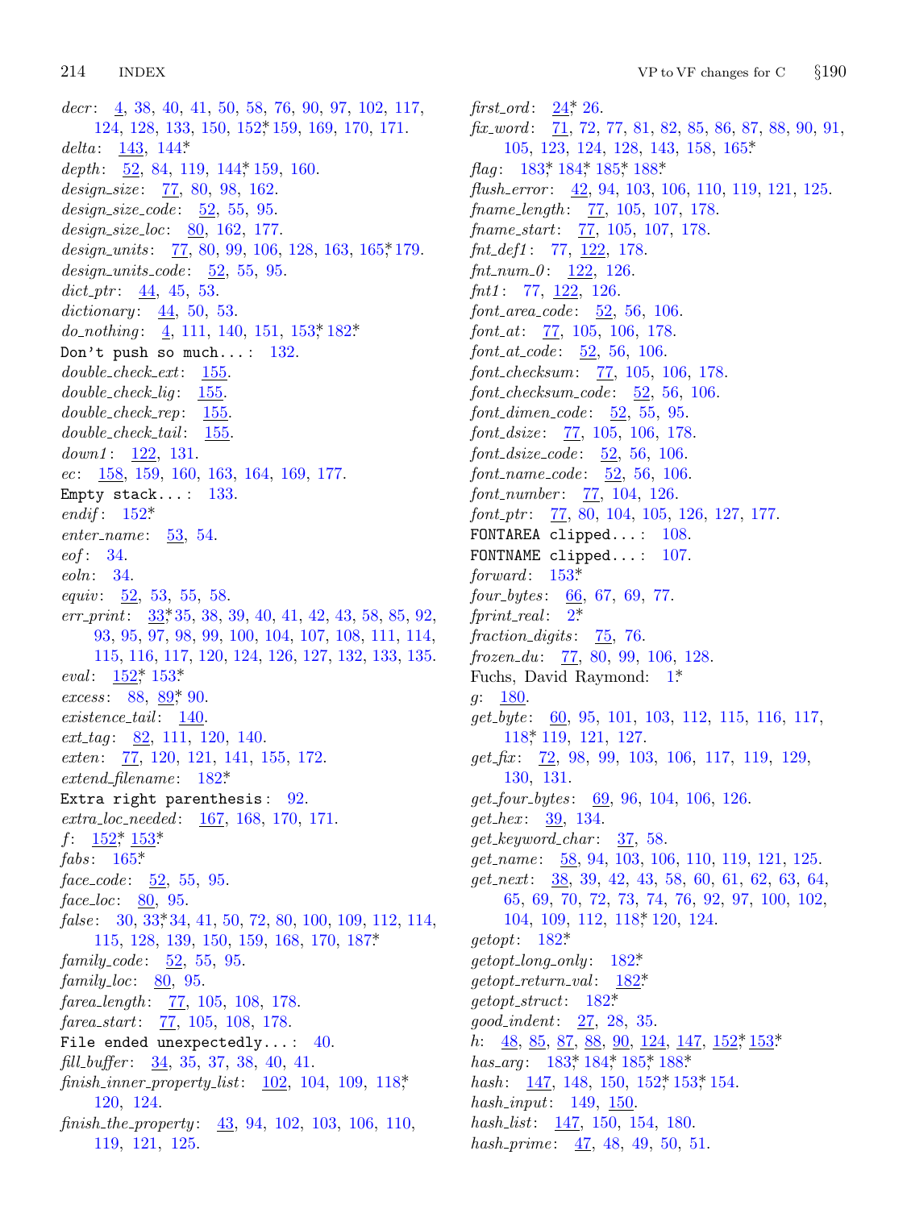*decr*: 4, 38, 40, 41, 50, 58, 76, 90, 97, 102, 117, 124, 128, 133, 150, 152*, 159, 169, 170, 171.
*delta*: 143, 144*.
*depth*: 52, 84, 119, 144*, 159, 160.
*design_size*: 77, 80, 98, 162.
*design_size_code*: 52, 55, 95.
*design_size_loc*: 80, 162, 177.
*design_units*: 77, 80, 99, 106, 128, 163, 165*, 179.
*design_units_code*: 52, 55, 95.
*dict_ptr*: 44, 45, 53.
*dictionary*: 44, 50, 53.
*do_nothing*: 4, 111, 140, 151, 153*, 182*.
`Don't push so much...`: 132.
*double_check_ext*: 155.
*double_check_lig*: 155.
*double_check_rep*: 155.
*double_check_tail*: 155.
*down1*: 122, 131.
*ec*: 158, 159, 160, 163, 164, 169, 177.
`Empty stack...`: 133.
*endif*: 152*.
*enter_name*: 53, 54.
*eof*: 34.
*eoln*: 34.
*equiv*: 52, 53, 55, 58.
*err_print*: 33*, 35, 38, 39, 40, 41, 42, 43, 58, 85, 92, 93, 95, 97, 98, 99, 100, 104, 107, 108, 111, 114, 115, 116, 117, 120, 124, 126, 127, 132, 133, 135.
*eval*: 152*, 153*.
*excess*: 88, 89*, 90.
*existence_tail*: 140.
*ext_tag*: 82, 111, 120, 140.
*exten*: 77, 120, 121, 141, 155, 172.
*extend_filename*: 182*.
`Extra right parenthesis`: 92.
*extra_loc_needed*: 167, 168, 170, 171.
*f*: 152*, 153*.
*fabs*: 165*.
*face_code*: 52, 55, 95.
*face_loc*: 80, 95.
*false*: 30, 33*, 34, 41, 50, 72, 80, 100, 109, 112, 114, 115, 128, 139, 150, 159, 168, 170, 187*.
*family_code*: 52, 55, 95.
*family_loc*: 80, 95.
*farea_length*: 77, 105, 108, 178.
*farea_start*: 77, 105, 108, 178.
`File ended unexpectedly...`: 40.
*fill_buffer*: 34, 35, 37, 38, 40, 41.
*finish_inner_property_list*: 102, 104, 109, 118*, 120, 124.
*finish_the_property*: 43, 94, 102, 103, 106, 110, 119, 121, 125.
*first_ord*: 24*, 26.
*fix_word*: 71, 72, 77, 81, 82, 85, 86, 87, 88, 90, 91, 105, 123, 124, 128, 143, 158, 165*.
*flag*: 183*, 184*, 185*, 188*.
*flush_error*: 42, 94, 103, 106, 110, 119, 121, 125.
*fname_length*: 77, 105, 107, 178.
*fname_start*: 77, 105, 107, 178.
*fnt_def1*: 77, 122, 178.
*fnt_num_0*: 122, 126.
*fnt1*: 77, 122, 126.
*font_area_code*: 52, 56, 106.
*font_at*: 77, 105, 106, 178.
*font_at_code*: 52, 56, 106.
*font_checksum*: 77, 105, 106, 178.
*font_checksum_code*: 52, 56, 106.
*font_dimen_code*: 52, 55, 95.
*font_dsize*: 77, 105, 106, 178.
*font_dsize_code*: 52, 56, 106.
*font_name_code*: 52, 56, 106.
*font_number*: 77, 104, 126.
*font_ptr*: 77, 80, 104, 105, 126, 127, 177.
`FONTAREA clipped...`: 108.
`FONTNAME clipped...`: 107.
*forward*: 153*.
*four_bytes*: 66, 67, 69, 77.
*fprint_real*: 2*.
*fraction_digits*: 75, 76.
*frozen_du*: 77, 80, 99, 106, 128.
Fuchs, David Raymond: 1*.
*g*: 180.
*get_byte*: 60, 95, 101, 103, 112, 115, 116, 117, 118*, 119, 121, 127.
*get_fix*: 72, 98, 99, 103, 106, 117, 119, 129, 130, 131.
*get_four_bytes*: 69, 96, 104, 106, 126.
*get_hex*: 39, 134.
*get_keyword_char*: 37, 58.
*get_name*: 58, 94, 103, 106, 110, 119, 121, 125.
*get_next*: 38, 39, 42, 43, 58, 60, 61, 62, 63, 64, 65, 69, 70, 72, 73, 74, 76, 92, 97, 100, 102, 104, 109, 112, 118*, 120, 124.
*getopt*: 182*.
*getopt_long_only*: 182*.
*getopt_return_val*: 182*.
*getopt_struct*: 182*.
*good_indent*: 27, 28, 35.
*h*: 48, 85, 87, 88, 90, 124, 147, 152*, 153*.
*has_arg*: 183*, 184*, 185*, 188*.
*hash*: 147, 148, 150, 152*, 153*, 154.
*hash_input*: 149, 150.
*hash_list*: 147, 150, 154, 180.
*hash_prime*: 47, 48, 49, 50, 51.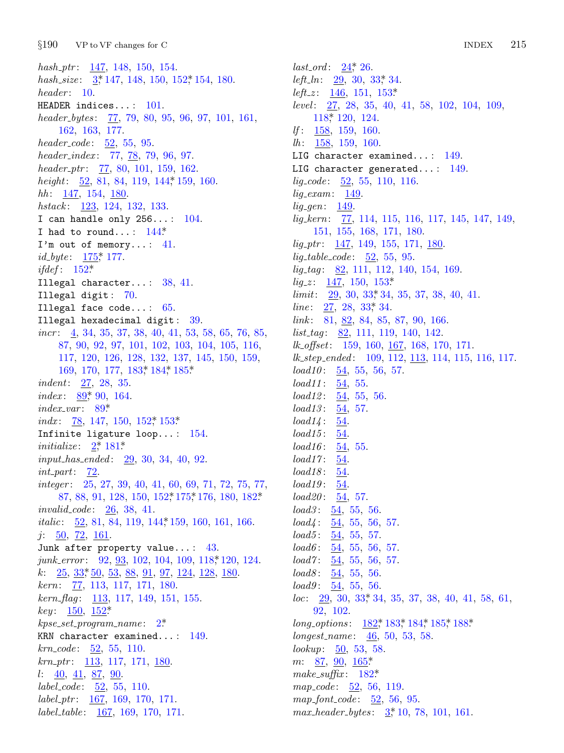*hash_ptr*: 147, 148, 150, 154.
*hash_size*: 3*, 147, 148, 150, 152*, 154, 180.
*header*: 10.
HEADER indices...: 101.
*header_bytes*: 77, 79, 80, 95, 96, 97, 101, 161, 162, 163, 177.
*header_code*: 52, 55, 95.
*header_index*: 77, 78, 79, 96, 97.
*header_ptr*: 77, 80, 101, 159, 162.
*height*: 52, 81, 84, 119, 144*, 159, 160.
*hh*: 147, 154, 180.
*hstack*: 123, 124, 132, 133.
I can handle only 256...: 104.
I had to round...: 144*
I'm out of memory...: 41.
*id_byte*: 175*, 177.
*ifdef*: 152*
Illegal character...: 38, 41.
Illegal digit: 70.
Illegal face code...: 65.
Illegal hexadecimal digit: 39.
*incr*: 4, 34, 35, 37, 38, 40, 41, 53, 58, 65, 76, 85, 87, 90, 92, 97, 101, 102, 103, 104, 105, 116, 117, 120, 126, 128, 132, 137, 145, 150, 159, 169, 170, 177, 183*, 184*, 185*
*indent*: 27, 28, 35.
*index*: 89*, 90, 164.
*index_var*: 89*
*indx*: 78, 147, 150, 152*, 153*
Infinite ligature loop...: 154.
*initialize*: 2*, 181*
*input_has_ended*: 29, 30, 34, 40, 92.
*int_part*: 72.
*integer*: 25, 27, 39, 40, 41, 60, 69, 71, 72, 75, 77, 87, 88, 91, 128, 150, 152*, 175*, 176, 180, 182*
*invalid_code*: 26, 38, 41.
*italic*: 52, 81, 84, 119, 144*, 159, 160, 161, 166.
*j*: 50, 72, 161.
Junk after property value...: 43.
*junk_error*: 92, 93, 102, 104, 109, 118*, 120, 124.
*k*: 25, 33*, 50, 53, 88, 91, 97, 124, 128, 180.
*kern*: 77, 113, 117, 171, 180.
*kern_flag*: 113, 117, 149, 151, 155.
*key*: 150, 152*
*kpse_set_program_name*: 2*
KRN character examined...: 149.
*krn_code*: 52, 55, 110.
*krn_ptr*: 113, 117, 171, 180.
*l*: 40, 41, 87, 90.
*label_code*: 52, 55, 110.
*label_ptr*: 167, 169, 170, 171.
*label_table*: 167, 169, 170, 171.
*last_ord*: 24*, 26.
*left_ln*: 29, 30, 33*, 34.
*left_z*: 146, 151, 153*
*level*: 27, 28, 35, 40, 41, 58, 102, 104, 109, 118*, 120, 124.
*lf*: 158, 159, 160.
*lh*: 158, 159, 160.
LIG character examined...: 149.
LIG character generated...: 149.
*lig_code*: 52, 55, 110, 116.
*lig_exam*: 149.
*lig_gen*: 149.
*lig_kern*: 77, 114, 115, 116, 117, 145, 147, 149, 151, 155, 168, 171, 180.
*lig_ptr*: 147, 149, 155, 171, 180.
*lig_table_code*: 52, 55, 95.
*lig_tag*: 82, 111, 112, 140, 154, 169.
*lig_z*: 147, 150, 153*
*limit*: 29, 30, 33*, 34, 35, 37, 38, 40, 41.
*line*: 27, 28, 33*, 34.
*link*: 81, 82, 84, 85, 87, 90, 166.
*list_tag*: 82, 111, 119, 140, 142.
*lk_offset*: 159, 160, 167, 168, 170, 171.
*lk_step_ended*: 109, 112, 113, 114, 115, 116, 117.
*load10*: 54, 55, 56, 57.
*load11*: 54, 55.
*load12*: 54, 55, 56.
*load13*: 54, 57.
*load14*: 54.
*load15*: 54.
*load16*: 54, 55.
*load17*: 54.
*load18*: 54.
*load19*: 54.
*load20*: 54, 57.
*load3*: 54, 55, 56.
*load4*: 54, 55, 56, 57.
*load5*: 54, 55, 57.
*load6*: 54, 55, 56, 57.
*load7*: 54, 55, 56, 57.
*load8*: 54, 55, 56.
*load9*: 54, 55, 56.
*loc*: 29, 30, 33*, 34, 35, 37, 38, 40, 41, 58, 61, 92, 102.
*long_options*: 182*, 183*, 184*, 185*, 188*
*longest_name*: 46, 50, 53, 58.
*lookup*: 50, 53, 58.
*m*: 87, 90, 165*
*make_suffix*: 182*
*map_code*: 52, 56, 119.
*map_font_code*: 52, 56, 95.
*max_header_bytes*: 3*, 10, 78, 101, 161.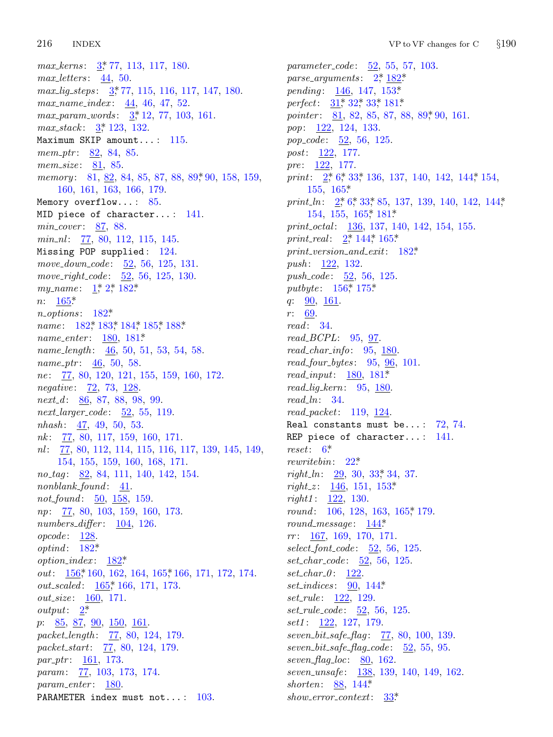*max_kerns*: 3* 77, 113, 117, 180.
*max_letters*: 44, 50.
*max_lig_steps*: 3* 77, 115, 116, 117, 147, 180.
*max_name_index*: 44, 46, 47, 52.
*max_param_words*: 3* 12, 77, 103, 161.
*max_stack*: 3* 123, 132.
`Maximum SKIP amount...`: 115.
*mem_ptr*: 82, 84, 85.
*mem_size*: 81, 85.
*memory*: 81, 82, 84, 85, 87, 88, 89* 90, 158, 159, 160, 161, 163, 166, 179.
`Memory overflow...`: 85.
`MID piece of character...`: 141.
*min_cover*: 87, 88.
*min_nl*: 77, 80, 112, 115, 145.
`Missing POP supplied`: 124.
*move_down_code*: 52, 56, 125, 131.
*move_right_code*: 52, 56, 125, 130.
*my_name*: 1* 2* 182*
*n*: 165*
*n_options*: 182*
*name*: 182* 183* 184* 185* 188*
*name_enter*: 180, 181*
*name_length*: 46, 50, 51, 53, 54, 58.
*name_ptr*: 46, 50, 58.
*ne*: 77, 80, 120, 121, 155, 159, 160, 172.
*negative*: 72, 73, 128.
*next_d*: 86, 87, 88, 98, 99.
*next_larger_code*: 52, 55, 119.
*nhash*: 47, 49, 50, 53.
*nk*: 77, 80, 117, 159, 160, 171.
*nl*: 77, 80, 112, 114, 115, 116, 117, 139, 145, 149, 154, 155, 159, 160, 168, 171.
*no_tag*: 82, 84, 111, 140, 142, 154.
*nonblank_found*: 41.
*not_found*: 50, 158, 159.
*np*: 77, 80, 103, 159, 160, 173.
*numbers_differ*: 104, 126.
*opcode*: 128.
*optind*: 182*
*option_index*: 182*
*out*: 156* 160, 162, 164, 165* 166, 171, 172, 174.
*out_scaled*: 165* 166, 171, 173.
*out_size*: 160, 171.
*output*: 2*
*p*: 85, 87, 90, 150, 161.
*packet_length*: 77, 80, 124, 179.
*packet_start*: 77, 80, 124, 179.
*par_ptr*: 161, 173.
*param*: 77, 103, 173, 174.
*param_enter*: 180.
`PARAMETER index must not...`: 103.
*parameter_code*: 52, 55, 57, 103.
*parse_arguments*: 2* 182*
*pending*: 146, 147, 153*
*perfect*: 31* 32* 33* 181*
*pointer*: 81, 82, 85, 87, 88, 89* 90, 161.
*pop*: 122, 124, 133.
*pop_code*: 52, 56, 125.
*post*: 122, 177.
*pre*: 122, 177.
*print*: 2* 6* 33* 136, 137, 140, 142, 144* 154, 155, 165*
*print_ln*: 2* 6* 33* 85, 137, 139, 140, 142, 144* 154, 155, 165* 181*
*print_octal*: 136, 137, 140, 142, 154, 155.
*print_real*: 2* 144* 165*
*print_version_and_exit*: 182*
*push*: 122, 132.
*push_code*: 52, 56, 125.
*putbyte*: 156* 175*
*q*: 90, 161.
*r*: 69.
*read*: 34.
*read_BCPL*: 95, 97.
*read_char_info*: 95, 180.
*read_four_bytes*: 95, 96, 101.
*read_input*: 180, 181*
*read_lig_kern*: 95, 180.
*read_ln*: 34.
*read_packet*: 119, 124.
`Real constants must be...`: 72, 74.
`REP piece of character...`: 141.
*reset*: 6*
*rewritebin*: 22*
*right_ln*: 29, 30, 33* 34, 37.
*right_z*: 146, 151, 153*
*right1*: 122, 130.
*round*: 106, 128, 163, 165* 179.
*round_message*: 144*
*rr*: 167, 169, 170, 171.
*select_font_code*: 52, 56, 125.
*set_char_code*: 52, 56, 125.
*set_char_0*: 122.
*set_indices*: 90, 144*
*set_rule*: 122, 129.
*set_rule_code*: 52, 56, 125.
*set1*: 122, 127, 179.
*seven_bit_safe_flag*: 77, 80, 100, 139.
*seven_bit_safe_flag_code*: 52, 55, 95.
*seven_flag_loc*: 80, 162.
*seven_unsafe*: 138, 139, 140, 149, 162.
*shorten*: 88, 144*
*show_error_context*: 33*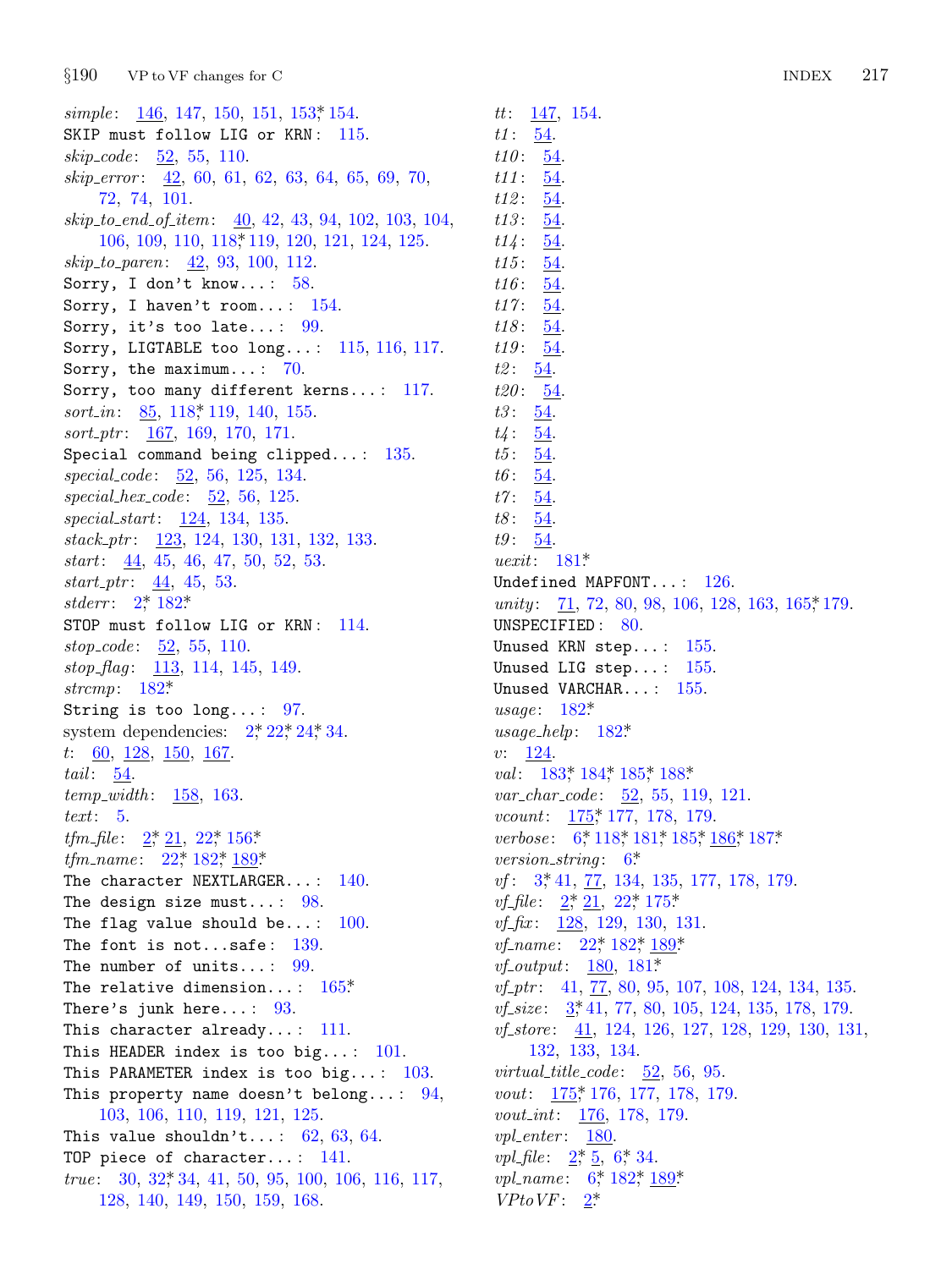*simple*: 146, 147, 150, 151, 153*, 154.
SKIP must follow LIG or KRN: 115.
*skip_code*: 52, 55, 110.
*skip_error*: 42, 60, 61, 62, 63, 64, 65, 69, 70, 72, 74, 101.
*skip_to_end_of_item*: 40, 42, 43, 94, 102, 103, 104, 106, 109, 110, 118*, 119, 120, 121, 124, 125.
*skip_to_paren*: 42, 93, 100, 112.
Sorry, I don't know...: 58.
Sorry, I haven't room...: 154.
Sorry, it's too late...: 99.
Sorry, LIGTABLE too long...: 115, 116, 117.
Sorry, the maximum...: 70.
Sorry, too many different kerns...: 117.
*sort_in*: 85, 118*, 119, 140, 155.
*sort_ptr*: 167, 169, 170, 171.
Special command being clipped...: 135.
*special_code*: 52, 56, 125, 134.
*special_hex_code*: 52, 56, 125.
*special_start*: 124, 134, 135.
*stack_ptr*: 123, 124, 130, 131, 132, 133.
*start*: 44, 45, 46, 47, 50, 52, 53.
*start_ptr*: 44, 45, 53.
*stderr*: 2*, 182*.
STOP must follow LIG or KRN: 114.
*stop_code*: 52, 55, 110.
*stop_flag*: 113, 114, 145, 149.
*strcmp*: 182*.
String is too long...: 97.
system dependencies: 2*, 22*, 24*, 34.
*t*: 60, 128, 150, 167.
*tail*: 54.
*temp_width*: 158, 163.
*text*: 5.
*tfm_file*: 2*, 21, 22*, 156*.
*tfm_name*: 22*, 182*, 189*.
The character NEXTLARGER...: 140.
The design size must...: 98.
The flag value should be...: 100.
The font is not...safe: 139.
The number of units...: 99.
The relative dimension...: 165*.
There's junk here...: 93.
This character already...: 111.
This HEADER index is too big...: 101.
This PARAMETER index is too big...: 103.
This property name doesn't belong...: 94, 103, 106, 110, 119, 121, 125.
This value shouldn't...: 62, 63, 64.
TOP piece of character...: 141.
*true*: 30, 32*, 34, 41, 50, 95, 100, 106, 116, 117, 128, 140, 149, 150, 159, 168.
*tt*: 147, 154.
*t1*: 54.
*t10*: 54.
*t11*: 54.
*t12*: 54.
*t13*: 54.
*t14*: 54.
*t15*: 54.
*t16*: 54.
*t17*: 54.
*t18*: 54.
*t19*: 54.
*t2*: 54.
*t20*: 54.
*t3*: 54.
*t4*: 54.
*t5*: 54.
*t6*: 54.
*t7*: 54.
*t8*: 54.
*t9*: 54.
*uexit*: 181*.
Undefined MAPFONT...: 126.
*unity*: 71, 72, 80, 98, 106, 128, 163, 165*, 179.
UNSPECIFIED: 80.
Unused KRN step...: 155.
Unused LIG step...: 155.
Unused VARCHAR...: 155.
*usage*: 182*.
*usage_help*: 182*.
*v*: 124.
*val*: 183*, 184*, 185*, 188*.
*var_char_code*: 52, 55, 119, 121.
*vcount*: 175*, 177, 178, 179.
*verbose*: 6*, 118*, 181*, 185*, 186*, 187*.
*version_string*: 6*.
*vf*: 3*, 41, 77, 134, 135, 177, 178, 179.
*vf_file*: 2*, 21, 22*, 175*.
*vf_fix*: 128, 129, 130, 131.
*vf_name*: 22*, 182*, 189*.
*vf_output*: 180, 181*.
*vf_ptr*: 41, 77, 80, 95, 107, 108, 124, 134, 135.
*vf_size*: 3*, 41, 77, 80, 105, 124, 135, 178, 179.
*vf_store*: 41, 124, 126, 127, 128, 129, 130, 131, 132, 133, 134.
*virtual_title_code*: 52, 56, 95.
*vout*: 175*, 176, 177, 178, 179.
*vout_int*: 176, 178, 179.
*vpl_enter*: 180.
*vpl_file*: 2*, 5, 6*, 34.
*vpl_name*: 6*, 182*, 189*.
*VPtoVF*: 2*.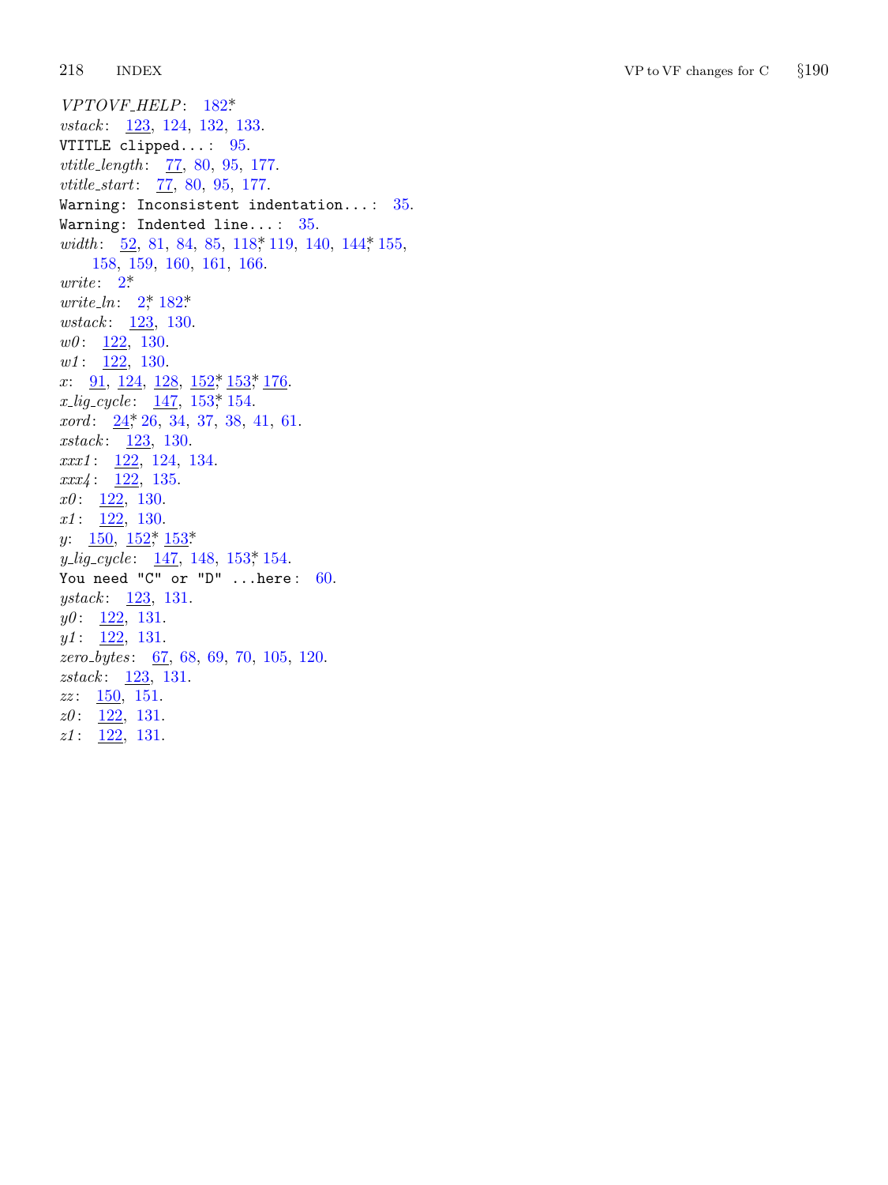*VPTOVF_HELP*: 182*
*vstack*: 123, 124, 132, 133.
VTITLE clipped...: 95.
*vtitle_length*: 77, 80, 95, 177.
*vtitle_start*: 77, 80, 95, 177.
Warning: Inconsistent indentation...: 35.
Warning: Indented line...: 35.
*width*: 52, 81, 84, 85, 118*, 119, 140, 144*, 155, 158, 159, 160, 161, 166.
*write*: 2*
*write_ln*: 2*, 182*
*wstack*: 123, 130.
*w0*: 122, 130.
*w1*: 122, 130.
*x*: 91, 124, 128, 152*, 153*, 176.
*x_lig_cycle*: 147, 153*, 154.
*xord*: 24*, 26, 34, 37, 38, 41, 61.
*xstack*: 123, 130.
*xxx1*: 122, 124, 134.
*xxx4*: 122, 135.
*x0*: 122, 130.
*x1*: 122, 130.
*y*: 150, 152*, 153*
*y_lig_cycle*: 147, 148, 153*, 154.
You need "C" or "D" ...here: 60.
*ystack*: 123, 131.
*y0*: 122, 131.
*y1*: 122, 131.
*zero_bytes*: 67, 68, 69, 70, 105, 120.
*zstack*: 123, 131.
*zz*: 150, 151.
*z0*: 122, 131.
*z1*: 122, 131.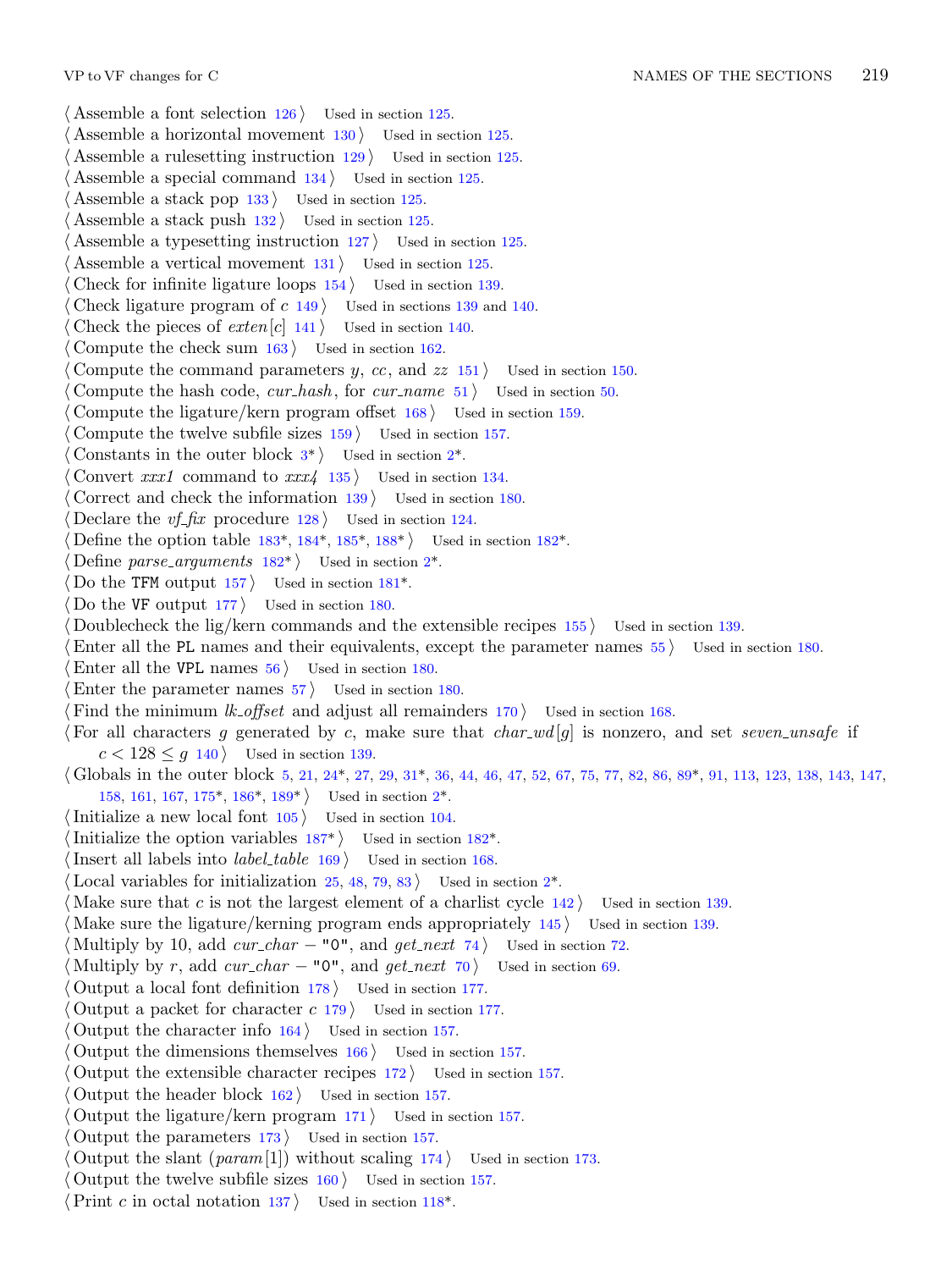⟨ Assemble a font selection 126 ⟩ Used in section 125.
⟨ Assemble a horizontal movement 130 ⟩ Used in section 125.
⟨ Assemble a rulesetting instruction 129 ⟩ Used in section 125.
⟨ Assemble a special command 134 ⟩ Used in section 125.
⟨ Assemble a stack pop 133 ⟩ Used in section 125.
⟨ Assemble a stack push 132 ⟩ Used in section 125.
⟨ Assemble a typesetting instruction 127 ⟩ Used in section 125.
⟨ Assemble a vertical movement 131 ⟩ Used in section 125.
⟨ Check for infinite ligature loops 154 ⟩ Used in section 139.
⟨ Check ligature program of *c* 149 ⟩ Used in sections 139 and 140.
⟨ Check the pieces of *exten*[*c*] 141 ⟩ Used in section 140.
⟨ Compute the check sum 163 ⟩ Used in section 162.
⟨ Compute the command parameters *y*, *cc*, and *zz* 151 ⟩ Used in section 150.
⟨ Compute the hash code, *cur_hash*, for *cur_name* 51 ⟩ Used in section 50.
⟨ Compute the ligature/kern program offset 168 ⟩ Used in section 159.
⟨ Compute the twelve subfile sizes 159 ⟩ Used in section 157.
⟨ Constants in the outer block 3* ⟩ Used in section 2*.
⟨ Convert *xxx1* command to *xxx4* 135 ⟩ Used in section 134.
⟨ Correct and check the information 139 ⟩ Used in section 180.
⟨ Declare the *vf_fix* procedure 128 ⟩ Used in section 124.
⟨ Define the option table 183*, 184*, 185*, 188* ⟩ Used in section 182*.
⟨ Define *parse_arguments* 182* ⟩ Used in section 2*.
⟨ Do the TFM output 157 ⟩ Used in section 181*.
⟨ Do the VF output 177 ⟩ Used in section 180.
⟨ Doublecheck the lig/kern commands and the extensible recipes 155 ⟩ Used in section 139.
⟨ Enter all the PL names and their equivalents, except the parameter names 55 ⟩ Used in section 180.
⟨ Enter all the VPL names 56 ⟩ Used in section 180.
⟨ Enter the parameter names 57 ⟩ Used in section 180.
⟨ Find the minimum *lk_offset* and adjust all remainders 170 ⟩ Used in section 168.
⟨ For all characters *g* generated by *c*, make sure that *char_wd*[*g*] is nonzero, and set *seven_unsafe* if $c < 128 \le g$ 140 ⟩ Used in section 139.
⟨ Globals in the outer block 5, 21, 24*, 27, 29, 31*, 36, 44, 46, 47, 52, 67, 75, 77, 82, 86, 89*, 91, 113, 123, 138, 143, 147, 158, 161, 167, 175*, 186*, 189* ⟩ Used in section 2*.
⟨ Initialize a new local font 105 ⟩ Used in section 104.
⟨ Initialize the option variables 187* ⟩ Used in section 182*.
⟨ Insert all labels into *label_table* 169 ⟩ Used in section 168.
⟨ Local variables for initialization 25, 48, 79, 83 ⟩ Used in section 2*.
⟨ Make sure that *c* is not the largest element of a charlist cycle 142 ⟩ Used in section 139.
⟨ Make sure the ligature/kerning program ends appropriately 145 ⟩ Used in section 139.
⟨ Multiply by 10, add *cur_char* − "0", and *get_next* 74 ⟩ Used in section 72.
⟨ Multiply by *r*, add *cur_char* − "0", and *get_next* 70 ⟩ Used in section 69.
⟨ Output a local font definition 178 ⟩ Used in section 177.
⟨ Output a packet for character *c* 179 ⟩ Used in section 177.
⟨ Output the character info 164 ⟩ Used in section 157.
⟨ Output the dimensions themselves 166 ⟩ Used in section 157.
⟨ Output the extensible character recipes 172 ⟩ Used in section 157.
⟨ Output the header block 162 ⟩ Used in section 157.
⟨ Output the ligature/kern program 171 ⟩ Used in section 157.
⟨ Output the parameters 173 ⟩ Used in section 157.
⟨ Output the slant (*param*[1]) without scaling 174 ⟩ Used in section 173.
⟨ Output the twelve subfile sizes 160 ⟩ Used in section 157.
⟨ Print *c* in octal notation 137 ⟩ Used in section 118*.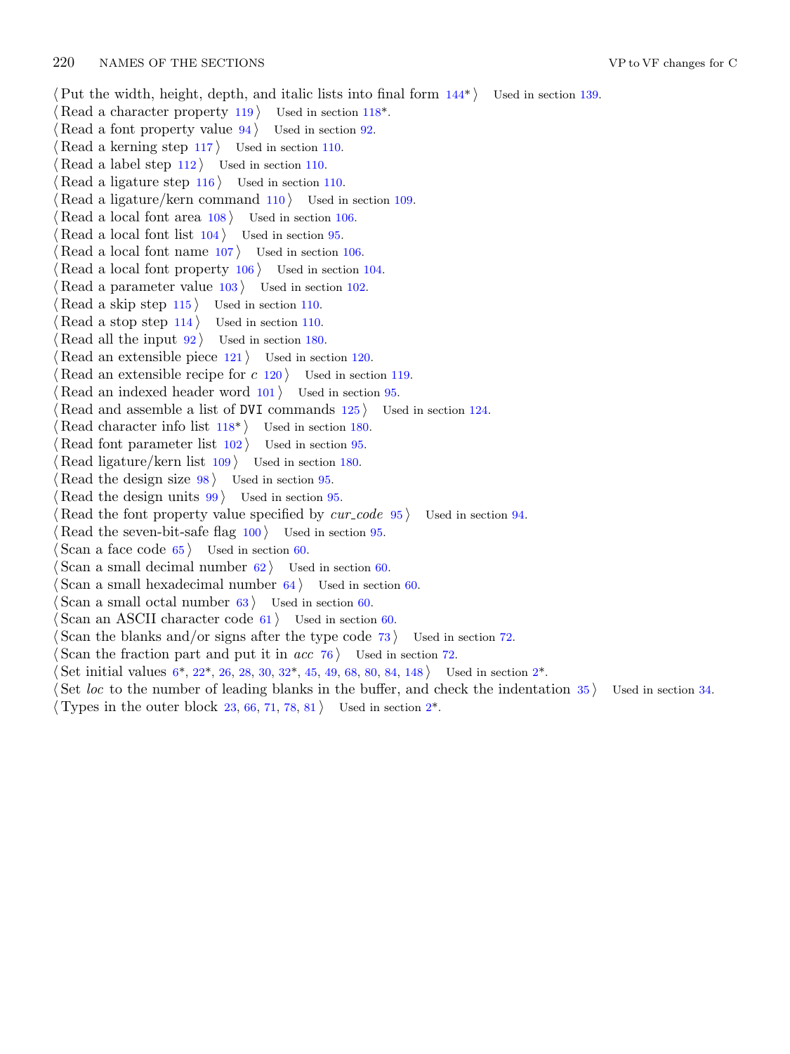⟨ Put the width, height, depth, and italic lists into final form 144* ⟩ Used in section 139.
⟨ Read a character property 119 ⟩ Used in section 118*.
⟨ Read a font property value 94 ⟩ Used in section 92.
⟨ Read a kerning step 117 ⟩ Used in section 110.
⟨ Read a label step 112 ⟩ Used in section 110.
⟨ Read a ligature step 116 ⟩ Used in section 110.
⟨ Read a ligature/kern command 110 ⟩ Used in section 109.
⟨ Read a local font area 108 ⟩ Used in section 106.
⟨ Read a local font list 104 ⟩ Used in section 95.
⟨ Read a local font name 107 ⟩ Used in section 106.
⟨ Read a local font property 106 ⟩ Used in section 104.
⟨ Read a parameter value 103 ⟩ Used in section 102.
⟨ Read a skip step 115 ⟩ Used in section 110.
⟨ Read a stop step 114 ⟩ Used in section 110.
⟨ Read all the input 92 ⟩ Used in section 180.
⟨ Read an extensible piece 121 ⟩ Used in section 120.
⟨ Read an extensible recipe for *c* 120 ⟩ Used in section 119.
⟨ Read an indexed header word 101 ⟩ Used in section 95.
⟨ Read and assemble a list of DVI commands 125 ⟩ Used in section 124.
⟨ Read character info list 118* ⟩ Used in section 180.
⟨ Read font parameter list 102 ⟩ Used in section 95.
⟨ Read ligature/kern list 109 ⟩ Used in section 180.
⟨ Read the design size 98 ⟩ Used in section 95.
⟨ Read the design units 99 ⟩ Used in section 95.
⟨ Read the font property value specified by *cur_code* 95 ⟩ Used in section 94.
⟨ Read the seven-bit-safe flag 100 ⟩ Used in section 95.
⟨ Scan a face code 65 ⟩ Used in section 60.
⟨ Scan a small decimal number 62 ⟩ Used in section 60.
⟨ Scan a small hexadecimal number 64 ⟩ Used in section 60.
⟨ Scan a small octal number 63 ⟩ Used in section 60.
⟨ Scan an ASCII character code 61 ⟩ Used in section 60.
⟨ Scan the blanks and/or signs after the type code 73 ⟩ Used in section 72.
⟨ Scan the fraction part and put it in *acc* 76 ⟩ Used in section 72.
⟨ Set initial values 6*, 22*, 26, 28, 30, 32*, 45, 49, 68, 80, 84, 148 ⟩ Used in section 2*.
⟨ Set *loc* to the number of leading blanks in the buffer, and check the indentation 35 ⟩ Used in section 34.
⟨ Types in the outer block 23, 66, 71, 78, 81 ⟩ Used in section 2*.